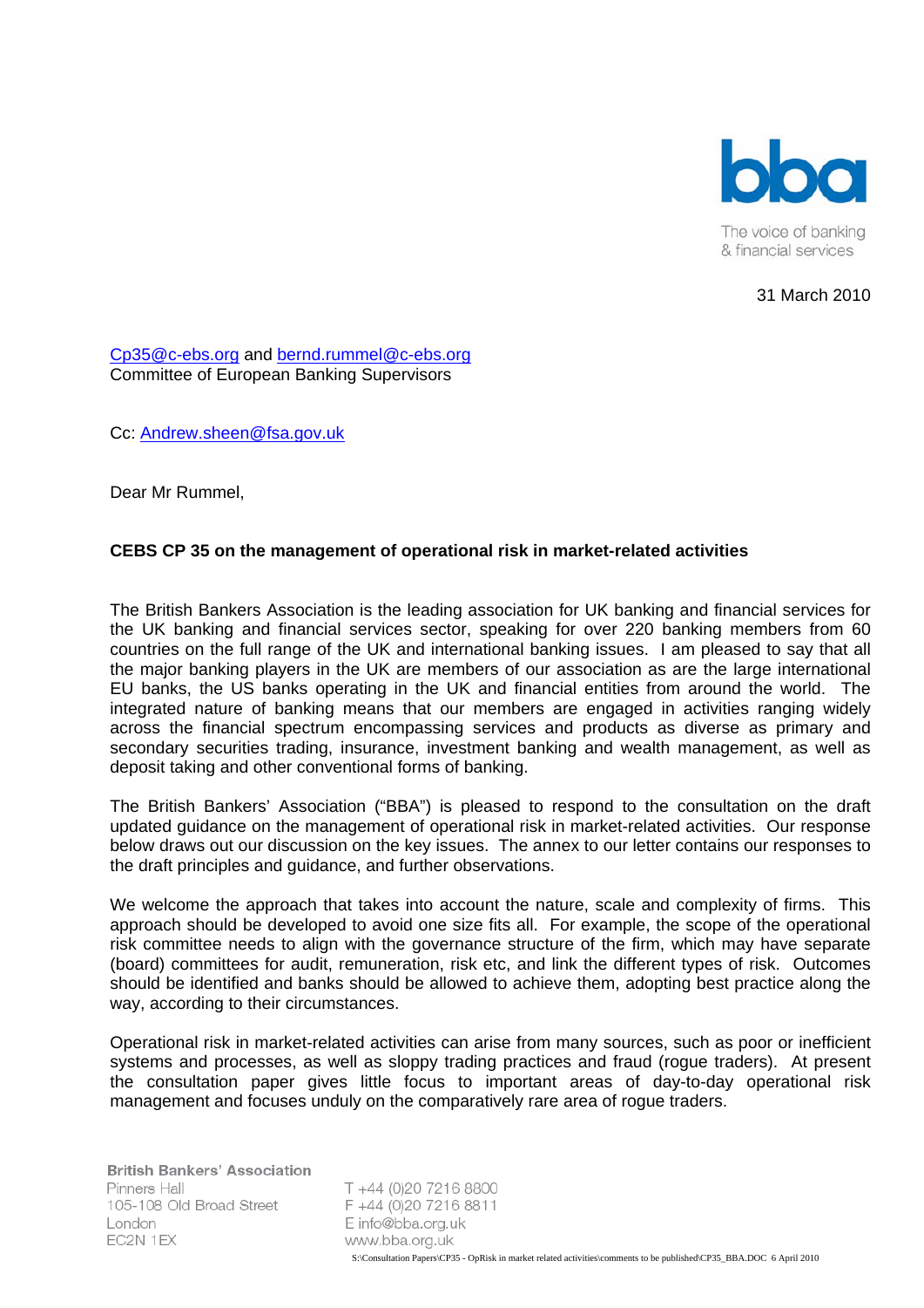bba

The voice of banking & financial services

31 March 2010

Cp35@c-ebs.org and bernd.rummel@c-ebs.org
Committee of European Banking Supervisors

Cc: Andrew.sheen@fsa.gov.uk

Dear Mr Rummel,

**CEBS CP 35 on the management of operational risk in market-related activities**

The British Bankers Association is the leading association for UK banking and financial services for the UK banking and financial services sector, speaking for over 220 banking members from 60 countries on the full range of the UK and international banking issues. I am pleased to say that all the major banking players in the UK are members of our association as are the large international EU banks, the US banks operating in the UK and financial entities from around the world. The integrated nature of banking means that our members are engaged in activities ranging widely across the financial spectrum encompassing services and products as diverse as primary and secondary securities trading, insurance, investment banking and wealth management, as well as deposit taking and other conventional forms of banking.

The British Bankers' Association ("BBA") is pleased to respond to the consultation on the draft updated guidance on the management of operational risk in market-related activities. Our response below draws out our discussion on the key issues. The annex to our letter contains our responses to the draft principles and guidance, and further observations.

We welcome the approach that takes into account the nature, scale and complexity of firms. This approach should be developed to avoid one size fits all. For example, the scope of the operational risk committee needs to align with the governance structure of the firm, which may have separate (board) committees for audit, remuneration, risk etc, and link the different types of risk. Outcomes should be identified and banks should be allowed to achieve them, adopting best practice along the way, according to their circumstances.

Operational risk in market-related activities can arise from many sources, such as poor or inefficient systems and processes, as well as sloppy trading practices and fraud (rogue traders). At present the consultation paper gives little focus to important areas of day-to-day operational risk management and focuses unduly on the comparatively rare area of rogue traders.

British Bankers' Association
Pinners Hall
105-108 Old Broad Street
London
EC2N 1EX

T +44 (0)20 7216 8800
F +44 (0)20 7216 8811
E info@bba.org.uk
www.bba.org.uk

S:\Consultation Papers\CP35 - OpRisk in market related activities\comments to be published\CP35_BBA.DOC 6 April 2010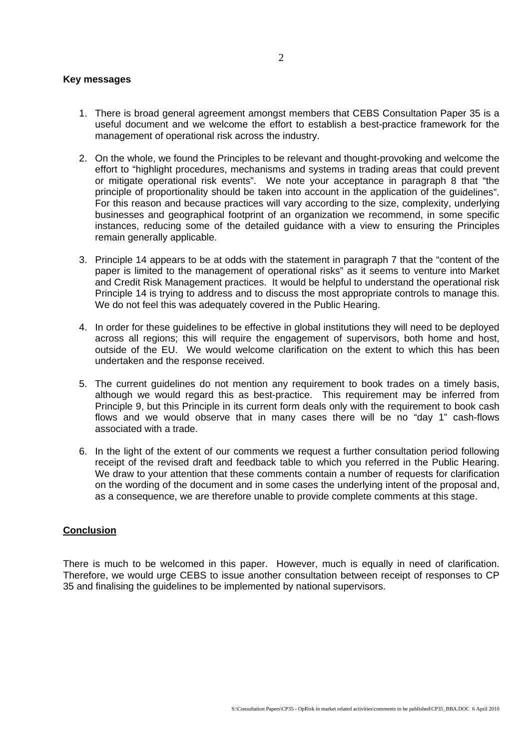**Key messages**

1. There is broad general agreement amongst members that CEBS Consultation Paper 35 is a useful document and we welcome the effort to establish a best-practice framework for the management of operational risk across the industry.

2. On the whole, we found the Principles to be relevant and thought-provoking and welcome the effort to "highlight procedures, mechanisms and systems in trading areas that could prevent or mitigate operational risk events". We note your acceptance in paragraph 8 that "the principle of proportionality should be taken into account in the application of the guidelines". For this reason and because practices will vary according to the size, complexity, underlying businesses and geographical footprint of an organization we recommend, in some specific instances, reducing some of the detailed guidance with a view to ensuring the Principles remain generally applicable.

3. Principle 14 appears to be at odds with the statement in paragraph 7 that the "content of the paper is limited to the management of operational risks" as it seems to venture into Market and Credit Risk Management practices. It would be helpful to understand the operational risk Principle 14 is trying to address and to discuss the most appropriate controls to manage this. We do not feel this was adequately covered in the Public Hearing.

4. In order for these guidelines to be effective in global institutions they will need to be deployed across all regions; this will require the engagement of supervisors, both home and host, outside of the EU. We would welcome clarification on the extent to which this has been undertaken and the response received.

5. The current guidelines do not mention any requirement to book trades on a timely basis, although we would regard this as best-practice. This requirement may be inferred from Principle 9, but this Principle in its current form deals only with the requirement to book cash flows and we would observe that in many cases there will be no "day 1" cash-flows associated with a trade.

6. In the light of the extent of our comments we request a further consultation period following receipt of the revised draft and feedback table to which you referred in the Public Hearing. We draw to your attention that these comments contain a number of requests for clarification on the wording of the document and in some cases the underlying intent of the proposal and, as a consequence, we are therefore unable to provide complete comments at this stage.

**Conclusion**

There is much to be welcomed in this paper. However, much is equally in need of clarification. Therefore, we would urge CEBS to issue another consultation between receipt of responses to CP 35 and finalising the guidelines to be implemented by national supervisors.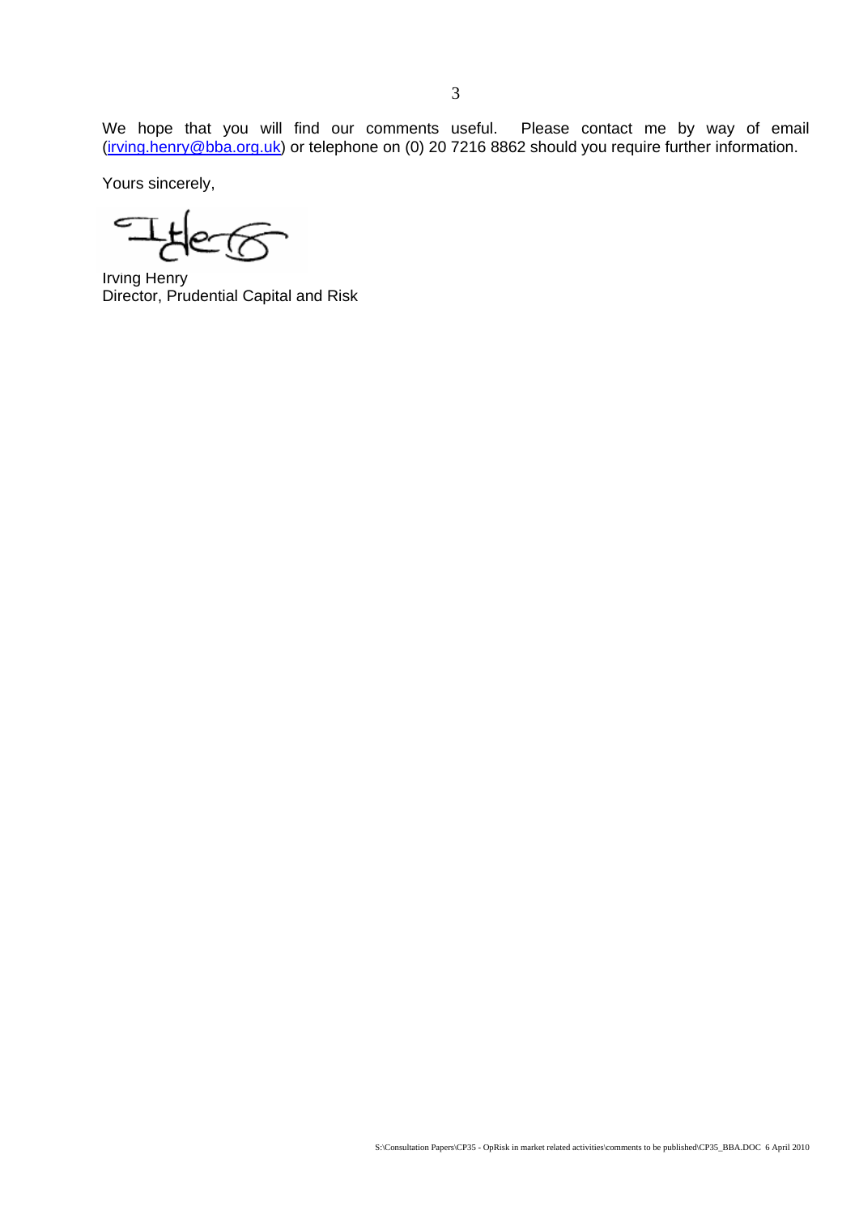We hope that you will find our comments useful. Please contact me by way of email (irving.henry@bba.org.uk) or telephone on (0) 20 7216 8862 should you require further information.

Yours sincerely,

Irving Henry
Director, Prudential Capital and Risk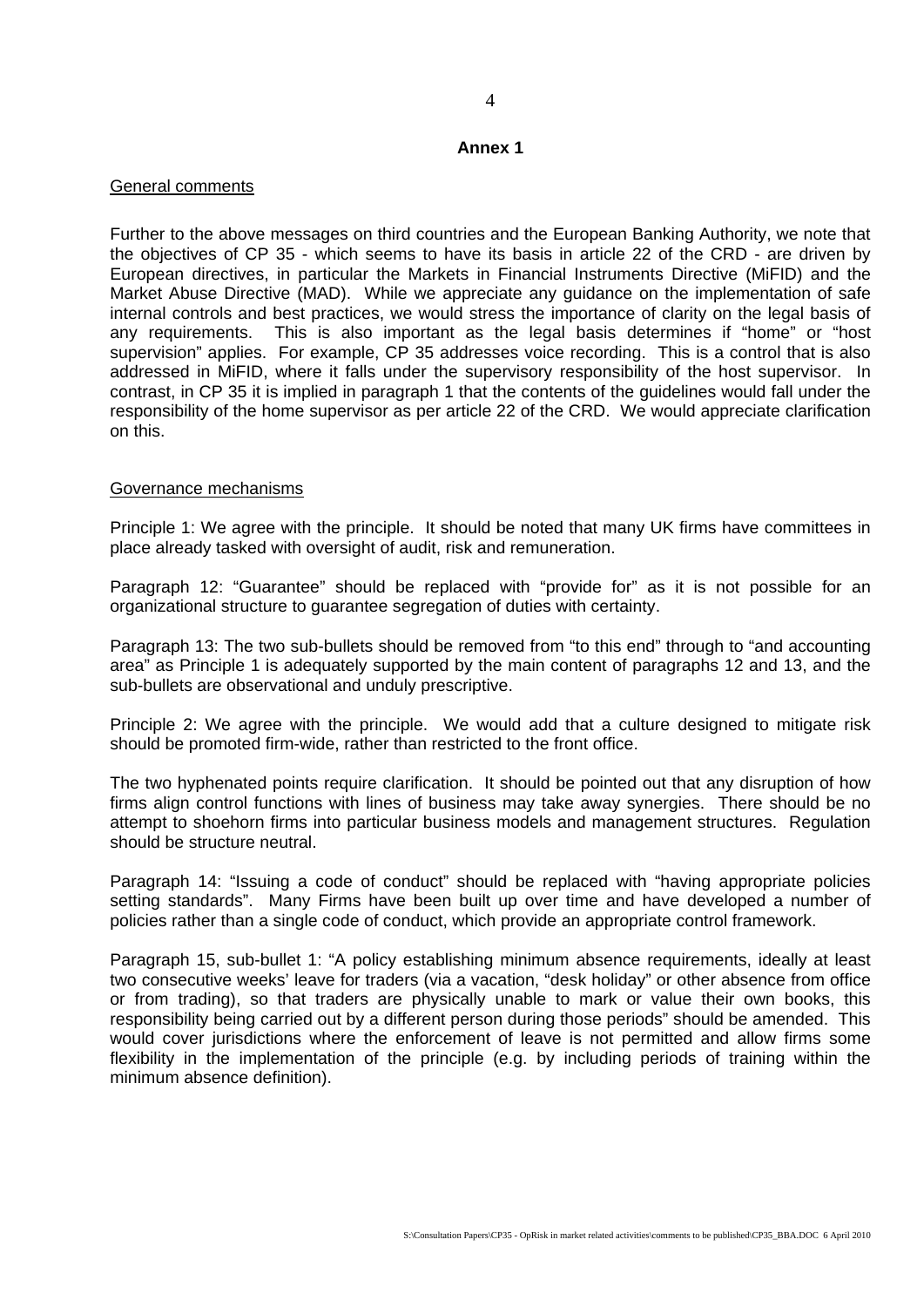**Annex 1**

General comments

Further to the above messages on third countries and the European Banking Authority, we note that the objectives of CP 35 - which seems to have its basis in article 22 of the CRD - are driven by European directives, in particular the Markets in Financial Instruments Directive (MiFID) and the Market Abuse Directive (MAD). While we appreciate any guidance on the implementation of safe internal controls and best practices, we would stress the importance of clarity on the legal basis of any requirements. This is also important as the legal basis determines if "home" or "host supervision" applies. For example, CP 35 addresses voice recording. This is a control that is also addressed in MiFID, where it falls under the supervisory responsibility of the host supervisor. In contrast, in CP 35 it is implied in paragraph 1 that the contents of the guidelines would fall under the responsibility of the home supervisor as per article 22 of the CRD. We would appreciate clarification on this.

Governance mechanisms

Principle 1: We agree with the principle. It should be noted that many UK firms have committees in place already tasked with oversight of audit, risk and remuneration.

Paragraph 12: "Guarantee" should be replaced with "provide for" as it is not possible for an organizational structure to guarantee segregation of duties with certainty.

Paragraph 13: The two sub-bullets should be removed from "to this end" through to "and accounting area" as Principle 1 is adequately supported by the main content of paragraphs 12 and 13, and the sub-bullets are observational and unduly prescriptive.

Principle 2: We agree with the principle. We would add that a culture designed to mitigate risk should be promoted firm-wide, rather than restricted to the front office.

The two hyphenated points require clarification. It should be pointed out that any disruption of how firms align control functions with lines of business may take away synergies. There should be no attempt to shoehorn firms into particular business models and management structures. Regulation should be structure neutral.

Paragraph 14: "Issuing a code of conduct" should be replaced with "having appropriate policies setting standards". Many Firms have been built up over time and have developed a number of policies rather than a single code of conduct, which provide an appropriate control framework.

Paragraph 15, sub-bullet 1: "A policy establishing minimum absence requirements, ideally at least two consecutive weeks' leave for traders (via a vacation, "desk holiday" or other absence from office or from trading), so that traders are physically unable to mark or value their own books, this responsibility being carried out by a different person during those periods" should be amended. This would cover jurisdictions where the enforcement of leave is not permitted and allow firms some flexibility in the implementation of the principle (e.g. by including periods of training within the minimum absence definition).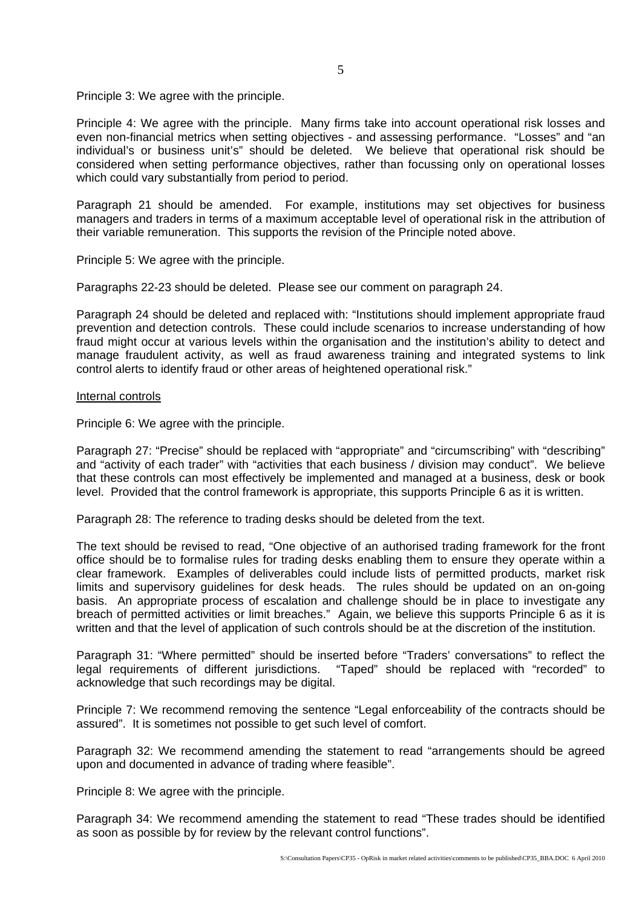Principle 3: We agree with the principle.

Principle 4: We agree with the principle. Many firms take into account operational risk losses and even non-financial metrics when setting objectives - and assessing performance. "Losses" and "an individual's or business unit's" should be deleted. We believe that operational risk should be considered when setting performance objectives, rather than focussing only on operational losses which could vary substantially from period to period.

Paragraph 21 should be amended. For example, institutions may set objectives for business managers and traders in terms of a maximum acceptable level of operational risk in the attribution of their variable remuneration. This supports the revision of the Principle noted above.

Principle 5: We agree with the principle.

Paragraphs 22-23 should be deleted. Please see our comment on paragraph 24.

Paragraph 24 should be deleted and replaced with: "Institutions should implement appropriate fraud prevention and detection controls. These could include scenarios to increase understanding of how fraud might occur at various levels within the organisation and the institution's ability to detect and manage fraudulent activity, as well as fraud awareness training and integrated systems to link control alerts to identify fraud or other areas of heightened operational risk."

Internal controls

Principle 6: We agree with the principle.

Paragraph 27: "Precise" should be replaced with "appropriate" and "circumscribing" with "describing" and "activity of each trader" with "activities that each business / division may conduct". We believe that these controls can most effectively be implemented and managed at a business, desk or book level. Provided that the control framework is appropriate, this supports Principle 6 as it is written.

Paragraph 28: The reference to trading desks should be deleted from the text.

The text should be revised to read, "One objective of an authorised trading framework for the front office should be to formalise rules for trading desks enabling them to ensure they operate within a clear framework. Examples of deliverables could include lists of permitted products, market risk limits and supervisory guidelines for desk heads. The rules should be updated on an on-going basis. An appropriate process of escalation and challenge should be in place to investigate any breach of permitted activities or limit breaches." Again, we believe this supports Principle 6 as it is written and that the level of application of such controls should be at the discretion of the institution.

Paragraph 31: "Where permitted" should be inserted before "Traders' conversations" to reflect the legal requirements of different jurisdictions. "Taped" should be replaced with "recorded" to acknowledge that such recordings may be digital.

Principle 7: We recommend removing the sentence "Legal enforceability of the contracts should be assured". It is sometimes not possible to get such level of comfort.

Paragraph 32: We recommend amending the statement to read "arrangements should be agreed upon and documented in advance of trading where feasible".

Principle 8: We agree with the principle.

Paragraph 34: We recommend amending the statement to read "These trades should be identified as soon as possible by for review by the relevant control functions".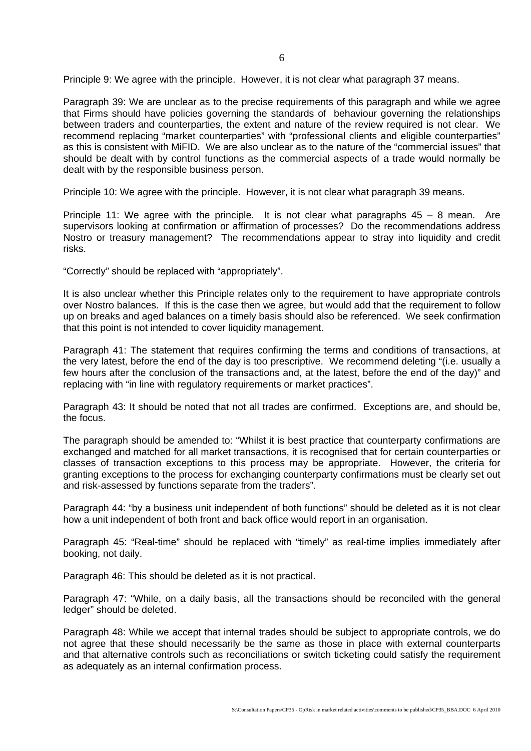Principle 9: We agree with the principle. However, it is not clear what paragraph 37 means.

Paragraph 39: We are unclear as to the precise requirements of this paragraph and while we agree that Firms should have policies governing the standards of behaviour governing the relationships between traders and counterparties, the extent and nature of the review required is not clear. We recommend replacing "market counterparties" with "professional clients and eligible counterparties" as this is consistent with MiFID. We are also unclear as to the nature of the "commercial issues" that should be dealt with by control functions as the commercial aspects of a trade would normally be dealt with by the responsible business person.

Principle 10: We agree with the principle. However, it is not clear what paragraph 39 means.

Principle 11: We agree with the principle. It is not clear what paragraphs 45 – 8 mean. Are supervisors looking at confirmation or affirmation of processes? Do the recommendations address Nostro or treasury management? The recommendations appear to stray into liquidity and credit risks.

"Correctly" should be replaced with "appropriately".

It is also unclear whether this Principle relates only to the requirement to have appropriate controls over Nostro balances. If this is the case then we agree, but would add that the requirement to follow up on breaks and aged balances on a timely basis should also be referenced. We seek confirmation that this point is not intended to cover liquidity management.

Paragraph 41: The statement that requires confirming the terms and conditions of transactions, at the very latest, before the end of the day is too prescriptive. We recommend deleting "(i.e. usually a few hours after the conclusion of the transactions and, at the latest, before the end of the day)" and replacing with "in line with regulatory requirements or market practices".

Paragraph 43: It should be noted that not all trades are confirmed. Exceptions are, and should be, the focus.

The paragraph should be amended to: "Whilst it is best practice that counterparty confirmations are exchanged and matched for all market transactions, it is recognised that for certain counterparties or classes of transaction exceptions to this process may be appropriate. However, the criteria for granting exceptions to the process for exchanging counterparty confirmations must be clearly set out and risk-assessed by functions separate from the traders".

Paragraph 44: "by a business unit independent of both functions" should be deleted as it is not clear how a unit independent of both front and back office would report in an organisation.

Paragraph 45: "Real-time" should be replaced with "timely" as real-time implies immediately after booking, not daily.

Paragraph 46: This should be deleted as it is not practical.

Paragraph 47: "While, on a daily basis, all the transactions should be reconciled with the general ledger" should be deleted.

Paragraph 48: While we accept that internal trades should be subject to appropriate controls, we do not agree that these should necessarily be the same as those in place with external counterparts and that alternative controls such as reconciliations or switch ticketing could satisfy the requirement as adequately as an internal confirmation process.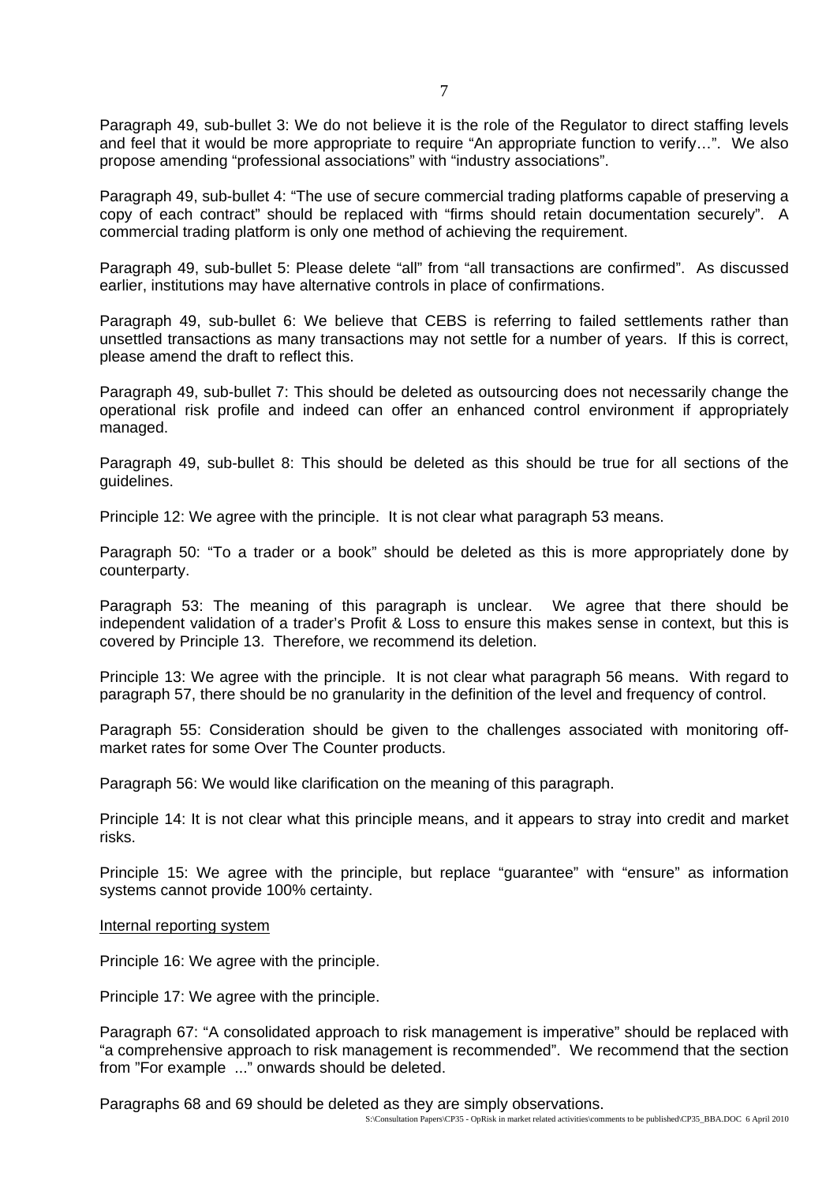Paragraph 49, sub-bullet 3: We do not believe it is the role of the Regulator to direct staffing levels and feel that it would be more appropriate to require "An appropriate function to verify…". We also propose amending "professional associations" with "industry associations".

Paragraph 49, sub-bullet 4: "The use of secure commercial trading platforms capable of preserving a copy of each contract" should be replaced with "firms should retain documentation securely". A commercial trading platform is only one method of achieving the requirement.

Paragraph 49, sub-bullet 5: Please delete "all" from "all transactions are confirmed". As discussed earlier, institutions may have alternative controls in place of confirmations.

Paragraph 49, sub-bullet 6: We believe that CEBS is referring to failed settlements rather than unsettled transactions as many transactions may not settle for a number of years. If this is correct, please amend the draft to reflect this.

Paragraph 49, sub-bullet 7: This should be deleted as outsourcing does not necessarily change the operational risk profile and indeed can offer an enhanced control environment if appropriately managed.

Paragraph 49, sub-bullet 8: This should be deleted as this should be true for all sections of the guidelines.

Principle 12: We agree with the principle. It is not clear what paragraph 53 means.

Paragraph 50: "To a trader or a book" should be deleted as this is more appropriately done by counterparty.

Paragraph 53: The meaning of this paragraph is unclear. We agree that there should be independent validation of a trader's Profit & Loss to ensure this makes sense in context, but this is covered by Principle 13. Therefore, we recommend its deletion.

Principle 13: We agree with the principle. It is not clear what paragraph 56 means. With regard to paragraph 57, there should be no granularity in the definition of the level and frequency of control.

Paragraph 55: Consideration should be given to the challenges associated with monitoring off-market rates for some Over The Counter products.

Paragraph 56: We would like clarification on the meaning of this paragraph.

Principle 14: It is not clear what this principle means, and it appears to stray into credit and market risks.

Principle 15: We agree with the principle, but replace "guarantee" with "ensure" as information systems cannot provide 100% certainty.

Internal reporting system

Principle 16: We agree with the principle.

Principle 17: We agree with the principle.

Paragraph 67: "A consolidated approach to risk management is imperative" should be replaced with "a comprehensive approach to risk management is recommended". We recommend that the section from "For example ..." onwards should be deleted.

Paragraphs 68 and 69 should be deleted as they are simply observations.